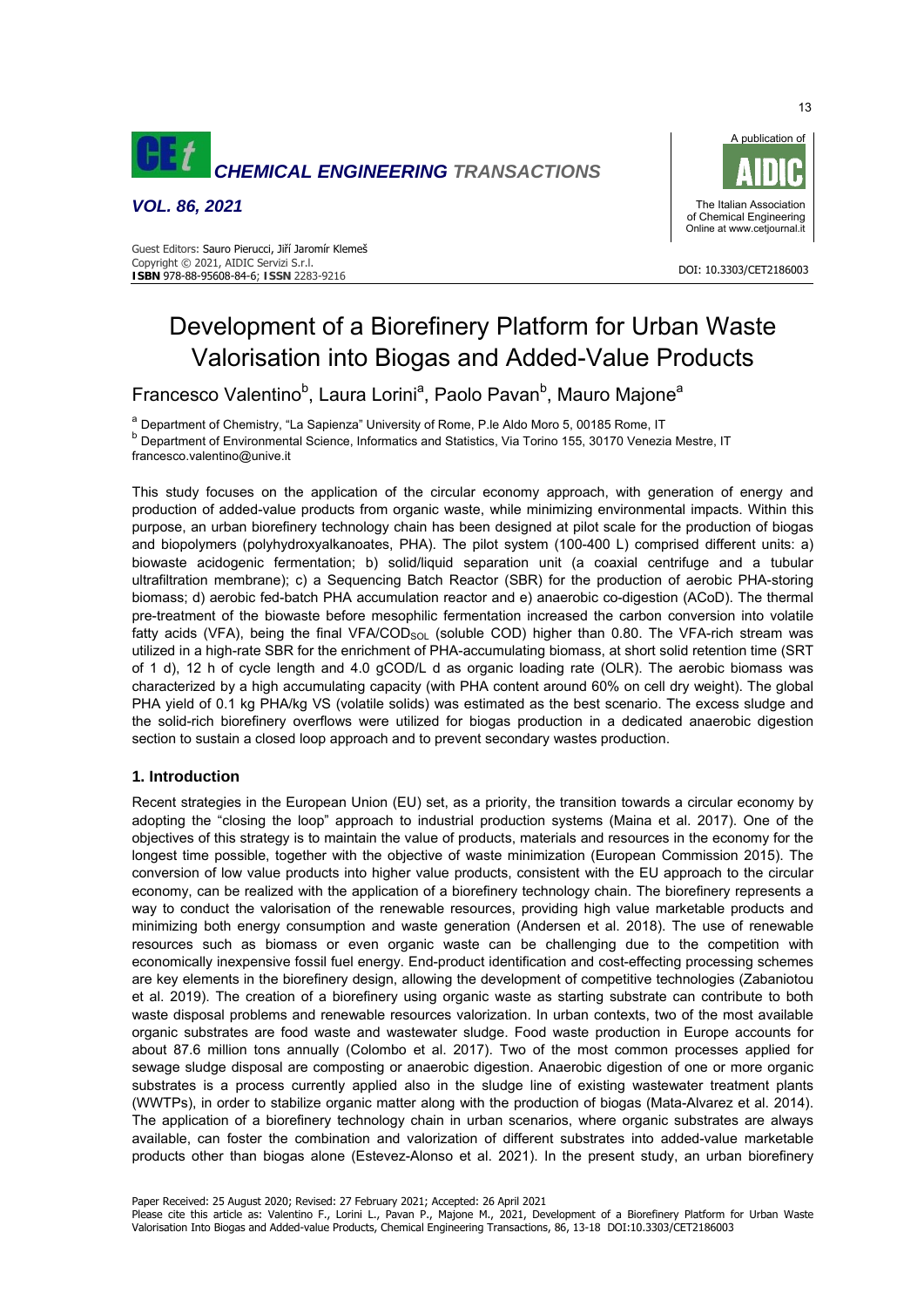# Development of a Biorefinery Platform for Urban Waste Valorisation into Biogas and Added-Value Products

Francesco Valentino[b], Laura Lorini[a], Paolo Pavan[b], Mauro Majone[a]

[a] Department of Chemistry, "La Sapienza" University of Rome, P.le Aldo Moro 5, 00185 Rome, IT
[b] Department of Environmental Science, Informatics and Statistics, Via Torino 155, 30170 Venezia Mestre, IT
francesco.valentino@unive.it

This study focuses on the application of the circular economy approach, with generation of energy and production of added-value products from organic waste, while minimizing environmental impacts. Within this purpose, an urban biorefinery technology chain has been designed at pilot scale for the production of biogas and biopolymers (polyhydroxyalkanoates, PHA). The pilot system (100-400 L) comprised different units: a) biowaste acidogenic fermentation; b) solid/liquid separation unit (a coaxial centrifuge and a tubular ultrafiltration membrane); c) a Sequencing Batch Reactor (SBR) for the production of aerobic PHA-storing biomass; d) aerobic fed-batch PHA accumulation reactor and e) anaerobic co-digestion (ACoD). The thermal pre-treatment of the biowaste before mesophilic fermentation increased the carbon conversion into volatile fatty acids (VFA), being the final VFA/$COD_{SOL}$ (soluble COD) higher than 0.80. The VFA-rich stream was utilized in a high-rate SBR for the enrichment of PHA-accumulating biomass, at short solid retention time (SRT of 1 d), 12 h of cycle length and 4.0 gCOD/L d as organic loading rate (OLR). The aerobic biomass was characterized by a high accumulating capacity (with PHA content around 60% on cell dry weight). The global PHA yield of 0.1 kg PHA/kg VS (volatile solids) was estimated as the best scenario. The excess sludge and the solid-rich biorefinery overflows were utilized for biogas production in a dedicated anaerobic digestion section to sustain a closed loop approach and to prevent secondary wastes production.

## 1. Introduction

Recent strategies in the European Union (EU) set, as a priority, the transition towards a circular economy by adopting the "closing the loop" approach to industrial production systems (Maina et al. 2017). One of the objectives of this strategy is to maintain the value of products, materials and resources in the economy for the longest time possible, together with the objective of waste minimization (European Commission 2015). The conversion of low value products into higher value products, consistent with the EU approach to the circular economy, can be realized with the application of a biorefinery technology chain. The biorefinery represents a way to conduct the valorisation of the renewable resources, providing high value marketable products and minimizing both energy consumption and waste generation (Andersen et al. 2018). The use of renewable resources such as biomass or even organic waste can be challenging due to the competition with economically inexpensive fossil fuel energy. End-product identification and cost-effecting processing schemes are key elements in the biorefinery design, allowing the development of competitive technologies (Zabaniotou et al. 2019). The creation of a biorefinery using organic waste as starting substrate can contribute to both waste disposal problems and renewable resources valorization. In urban contexts, two of the most available organic substrates are food waste and wastewater sludge. Food waste production in Europe accounts for about 87.6 million tons annually (Colombo et al. 2017). Two of the most common processes applied for sewage sludge disposal are composting or anaerobic digestion. Anaerobic digestion of one or more organic substrates is a process currently applied also in the sludge line of existing wastewater treatment plants (WWTPs), in order to stabilize organic matter along with the production of biogas (Mata-Alvarez et al. 2014). The application of a biorefinery technology chain in urban scenarios, where organic substrates are always available, can foster the combination and valorization of different substrates into added-value marketable products other than biogas alone (Estevez-Alonso et al. 2021). In the present study, an urban biorefinery

Paper Received: 25 August 2020; Revised: 27 February 2021; Accepted: 26 April 2021
Please cite this article as: Valentino F., Lorini L., Pavan P., Majone M., 2021, Development of a Biorefinery Platform for Urban Waste Valorisation Into Biogas and Added-value Products, Chemical Engineering Transactions, 86, 13-18 DOI:10.3303/CET2186003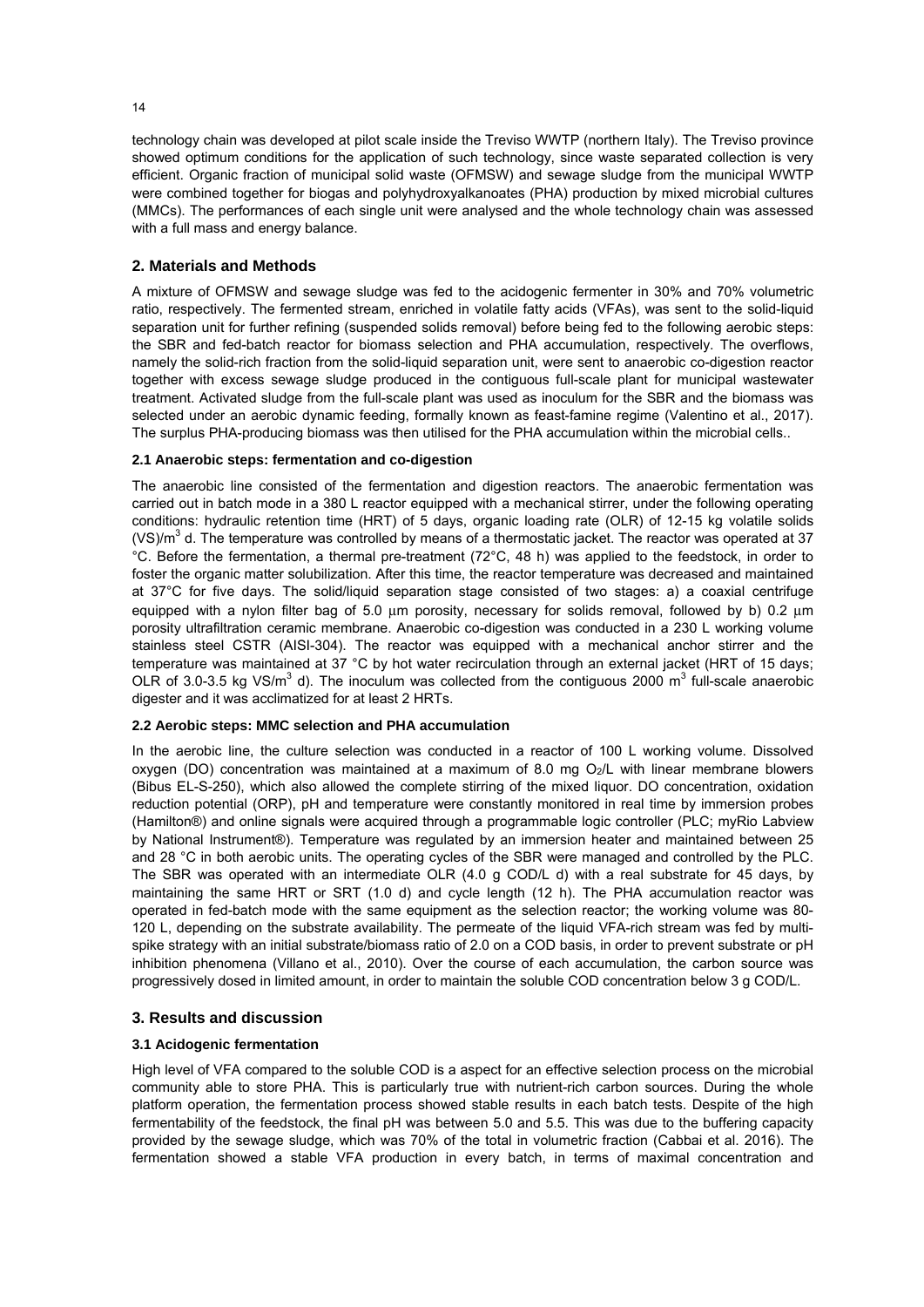technology chain was developed at pilot scale inside the Treviso WWTP (northern Italy). The Treviso province showed optimum conditions for the application of such technology, since waste separated collection is very efficient. Organic fraction of municipal solid waste (OFMSW) and sewage sludge from the municipal WWTP were combined together for biogas and polyhydroxyalkanoates (PHA) production by mixed microbial cultures (MMCs). The performances of each single unit were analysed and the whole technology chain was assessed with a full mass and energy balance.

## 2. Materials and Methods

A mixture of OFMSW and sewage sludge was fed to the acidogenic fermenter in 30% and 70% volumetric ratio, respectively. The fermented stream, enriched in volatile fatty acids (VFAs), was sent to the solid-liquid separation unit for further refining (suspended solids removal) before being fed to the following aerobic steps: the SBR and fed-batch reactor for biomass selection and PHA accumulation, respectively. The overflows, namely the solid-rich fraction from the solid-liquid separation unit, were sent to anaerobic co-digestion reactor together with excess sewage sludge produced in the contiguous full-scale plant for municipal wastewater treatment. Activated sludge from the full-scale plant was used as inoculum for the SBR and the biomass was selected under an aerobic dynamic feeding, formally known as feast-famine regime (Valentino et al., 2017). The surplus PHA-producing biomass was then utilised for the PHA accumulation within the microbial cells..

### 2.1 Anaerobic steps: fermentation and co-digestion

The anaerobic line consisted of the fermentation and digestion reactors. The anaerobic fermentation was carried out in batch mode in a 380 L reactor equipped with a mechanical stirrer, under the following operating conditions: hydraulic retention time (HRT) of 5 days, organic loading rate (OLR) of 12-15 kg volatile solids (VS)/$m^3$ d. The temperature was controlled by means of a thermostatic jacket. The reactor was operated at 37 °C. Before the fermentation, a thermal pre-treatment (72°C, 48 h) was applied to the feedstock, in order to foster the organic matter solubilization. After this time, the reactor temperature was decreased and maintained at 37°C for five days. The solid/liquid separation stage consisted of two stages: a) a coaxial centrifuge equipped with a nylon filter bag of 5.0 $\mu$m porosity, necessary for solids removal, followed by b) 0.2 $\mu$m porosity ultrafiltration ceramic membrane. Anaerobic co-digestion was conducted in a 230 L working volume stainless steel CSTR (AISI-304). The reactor was equipped with a mechanical anchor stirrer and the temperature was maintained at 37 °C by hot water recirculation through an external jacket (HRT of 15 days; OLR of 3.0-3.5 kg VS/$m^3$ d). The inoculum was collected from the contiguous 2000 $m^3$ full-scale anaerobic digester and it was acclimatized for at least 2 HRTs.

### 2.2 Aerobic steps: MMC selection and PHA accumulation

In the aerobic line, the culture selection was conducted in a reactor of 100 L working volume. Dissolved oxygen (DO) concentration was maintained at a maximum of 8.0 mg $O_2$/L with linear membrane blowers (Bibus EL-S-250), which also allowed the complete stirring of the mixed liquor. DO concentration, oxidation reduction potential (ORP), pH and temperature were constantly monitored in real time by immersion probes (Hamilton®) and online signals were acquired through a programmable logic controller (PLC; myRio Labview by National Instrument®). Temperature was regulated by an immersion heater and maintained between 25 and 28 °C in both aerobic units. The operating cycles of the SBR were managed and controlled by the PLC. The SBR was operated with an intermediate OLR (4.0 g COD/L d) with a real substrate for 45 days, by maintaining the same HRT or SRT (1.0 d) and cycle length (12 h). The PHA accumulation reactor was operated in fed-batch mode with the same equipment as the selection reactor; the working volume was 80-120 L, depending on the substrate availability. The permeate of the liquid VFA-rich stream was fed by multi-spike strategy with an initial substrate/biomass ratio of 2.0 on a COD basis, in order to prevent substrate or pH inhibition phenomena (Villano et al., 2010). Over the course of each accumulation, the carbon source was progressively dosed in limited amount, in order to maintain the soluble COD concentration below 3 g COD/L.

## 3. Results and discussion

### 3.1 Acidogenic fermentation

High level of VFA compared to the soluble COD is a aspect for an effective selection process on the microbial community able to store PHA. This is particularly true with nutrient-rich carbon sources. During the whole platform operation, the fermentation process showed stable results in each batch tests. Despite of the high fermentability of the feedstock, the final pH was between 5.0 and 5.5. This was due to the buffering capacity provided by the sewage sludge, which was 70% of the total in volumetric fraction (Cabbai et al. 2016). The fermentation showed a stable VFA production in every batch, in terms of maximal concentration and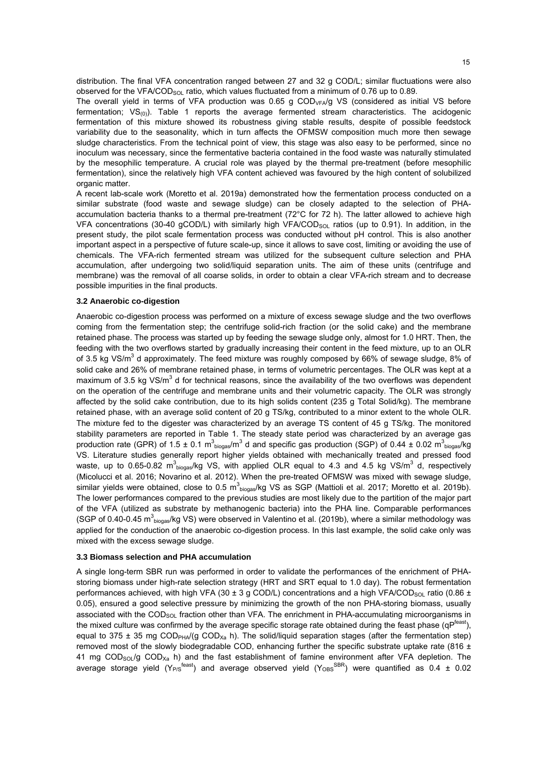distribution. The final VFA concentration ranged between 27 and 32 g COD/L; similar fluctuations were also observed for the VFA/$COD_{SOL}$ ratio, which values fluctuated from a minimum of 0.76 up to 0.89.

The overall yield in terms of VFA production was 0.65 g $COD_{VFA}$/g VS (considered as initial VS before fermentation; $VS_{(0)}$). Table 1 reports the average fermented stream characteristics. The acidogenic fermentation of this mixture showed its robustness giving stable results, despite of possible feedstock variability due to the seasonality, which in turn affects the OFMSW composition much more then sewage sludge characteristics. From the technical point of view, this stage was also easy to be performed, since no inoculum was necessary, since the fermentative bacteria contained in the food waste was naturally stimulated by the mesophilic temperature. A crucial role was played by the thermal pre-treatment (before mesophilic fermentation), since the relatively high VFA content achieved was favoured by the high content of solubilized organic matter.

A recent lab-scale work (Moretto et al. 2019a) demonstrated how the fermentation process conducted on a similar substrate (food waste and sewage sludge) can be closely adapted to the selection of PHA-accumulation bacteria thanks to a thermal pre-treatment (72°C for 72 h). The latter allowed to achieve high VFA concentrations (30-40 gCOD/L) with similarly high VFA/$COD_{SOL}$ ratios (up to 0.91). In addition, in the present study, the pilot scale fermentation process was conducted without pH control. This is also another important aspect in a perspective of future scale-up, since it allows to save cost, limiting or avoiding the use of chemicals. The VFA-rich fermented stream was utilized for the subsequent culture selection and PHA accumulation, after undergoing two solid/liquid separation units. The aim of these units (centrifuge and membrane) was the removal of all coarse solids, in order to obtain a clear VFA-rich stream and to decrease possible impurities in the final products.

### 3.2 Anaerobic co-digestion

Anaerobic co-digestion process was performed on a mixture of excess sewage sludge and the two overflows coming from the fermentation step; the centrifuge solid-rich fraction (or the solid cake) and the membrane retained phase. The process was started up by feeding the sewage sludge only, almost for 1.0 HRT. Then, the feeding with the two overflows started by gradually increasing their content in the feed mixture, up to an OLR of 3.5 kg VS/$m^3$ d approximately. The feed mixture was roughly composed by 66% of sewage sludge, 8% of solid cake and 26% of membrane retained phase, in terms of volumetric percentages. The OLR was kept at a maximum of 3.5 kg VS/$m^3$ d for technical reasons, since the availability of the two overflows was dependent on the operation of the centrifuge and membrane units and their volumetric capacity. The OLR was strongly affected by the solid cake contribution, due to its high solids content (235 g Total Solid/kg). The membrane retained phase, with an average solid content of 20 g TS/kg, contributed to a minor extent to the whole OLR. The mixture fed to the digester was characterized by an average TS content of 45 g TS/kg. The monitored stability parameters are reported in Table 1. The steady state period was characterized by an average gas production rate (GPR) of 1.5 ± 0.1 $m^3_{biogas}/m^3$ d and specific gas production (SGP) of 0.44 ± 0.02 $m^3_{biogas}$/kg VS. Literature studies generally report higher yields obtained with mechanically treated and pressed food waste, up to 0.65-0.82 $m^3_{biogas}$/kg VS, with applied OLR equal to 4.3 and 4.5 kg VS/$m^3$ d, respectively (Micolucci et al. 2016; Novarino et al. 2012). When the pre-treated OFMSW was mixed with sewage sludge, similar yields were obtained, close to 0.5 $m^3_{biogas}$/kg VS as SGP (Mattioli et al. 2017; Moretto et al. 2019b). The lower performances compared to the previous studies are most likely due to the partition of the major part of the VFA (utilized as substrate by methanogenic bacteria) into the PHA line. Comparable performances (SGP of 0.40-0.45 $m^3_{biogas}$/kg VS) were observed in Valentino et al. (2019b), where a similar methodology was applied for the conduction of the anaerobic co-digestion process. In this last example, the solid cake only was mixed with the excess sewage sludge.

### 3.3 Biomass selection and PHA accumulation

A single long-term SBR run was performed in order to validate the performances of the enrichment of PHA-storing biomass under high-rate selection strategy (HRT and SRT equal to 1.0 day). The robust fermentation performances achieved, with high VFA (30 ± 3 g COD/L) concentrations and a high VFA/$COD_{SOL}$ ratio (0.86 ± 0.05), ensured a good selective pressure by minimizing the growth of the non PHA-storing biomass, usually associated with the $COD_{SOL}$ fraction other than VFA. The enrichment in PHA-accumulating microorganisms in the mixed culture was confirmed by the average specific storage rate obtained during the feast phase ($qP^{feast}$), equal to 375 ± 35 mg $COD_{PHA}$/(g $COD_{Xa}$ h). The solid/liquid separation stages (after the fermentation step) removed most of the slowly biodegradable COD, enhancing further the specific substrate uptake rate (816 ± 41 mg $COD_{SOL}$/g $COD_{Xa}$ h) and the fast establishment of famine environment after VFA depletion. The average storage yield ($Y_{P/S}^{feast}$) and average observed yield ($Y_{OBS}^{SBR}$) were quantified as 0.4 ± 0.02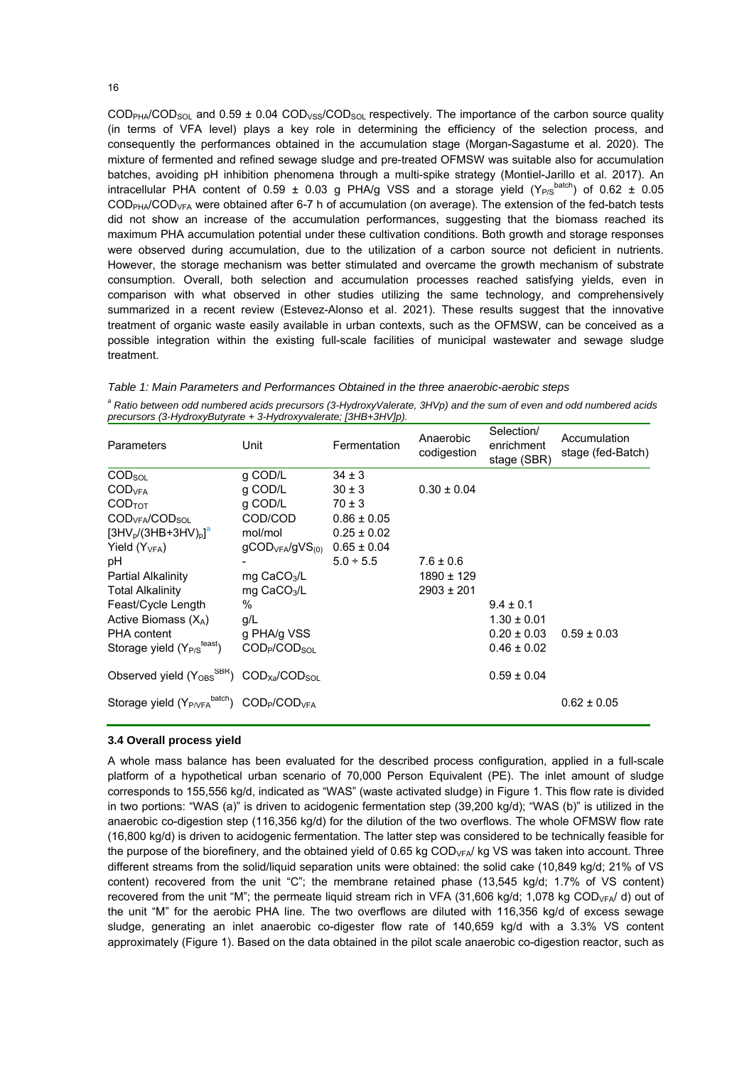$COD_{PHA}/COD_{SOL}$ and 0.59 ± 0.04 $COD_{VSS}/COD_{SOL}$ respectively. The importance of the carbon source quality (in terms of VFA level) plays a key role in determining the efficiency of the selection process, and consequently the performances obtained in the accumulation stage (Morgan-Sagastume et al. 2020). The mixture of fermented and refined sewage sludge and pre-treated OFMSW was suitable also for accumulation batches, avoiding pH inhibition phenomena through a multi-spike strategy (Montiel-Jarillo et al. 2017). An intracellular PHA content of 0.59 ± 0.03 g PHA/g VSS and a storage yield ($Y_{P/S}^{batch}$) of 0.62 ± 0.05 $COD_{PHA}/COD_{VFA}$ were obtained after 6-7 h of accumulation (on average). The extension of the fed-batch tests did not show an increase of the accumulation performances, suggesting that the biomass reached its maximum PHA accumulation potential under these cultivation conditions. Both growth and storage responses were observed during accumulation, due to the utilization of a carbon source not deficient in nutrients. However, the storage mechanism was better stimulated and overcame the growth mechanism of substrate consumption. Overall, both selection and accumulation processes reached satisfying yields, even in comparison with what observed in other studies utilizing the same technology, and comprehensively summarized in a recent review (Estevez-Alonso et al. 2021). These results suggest that the innovative treatment of organic waste easily available in urban contexts, such as the OFMSW, can be conceived as a possible integration within the existing full-scale facilities of municipal wastewater and sewage sludge treatment.

*Table 1: Main Parameters and Performances Obtained in the three anaerobic-aerobic steps*

*[a] Ratio between odd numbered acids precursors (3-HydroxyValerate, 3HVp) and the sum of even and odd numbered acids precursors (3-HydroxyButyrate + 3-Hydroxyvalerate; [3HB+3HV]p).*

| Parameters | Unit | Fermentation | Anaerobic codigestion | Selection/ enrichment stage (SBR) | Accumulation stage (fed-Batch) |
|---|---|---|---|---|---|
| $COD_{SOL}$ | g COD/L | 34 ± 3 | | | |
| $COD_{VFA}$ | g COD/L | 30 ± 3 | 0.30 ± 0.04 | | |
| $COD_{TOT}$ | g COD/L | 70 ± 3 | | | |
| $COD_{VFA}/COD_{SOL}$ | COD/COD | 0.86 ± 0.05 | | | |
| $[3HV_p/(3HB+3HV)_p]$[a] | mol/mol | 0.25 ± 0.02 | | | |
| Yield ($Y_{VFA}$) | $gCOD_{VFA}/gVS_{(0)}$ | 0.65 ± 0.04 | | | |
| pH | - | 5.0 ÷ 5.5 | 7.6 ± 0.6 | | |
| Partial Alkalinity | mg $CaCO_3$/L | | 1890 ± 129 | | |
| Total Alkalinity | mg $CaCO_3$/L | | 2903 ± 201 | | |
| Feast/Cycle Length | % | | | 9.4 ± 0.1 | |
| Active Biomass ($X_A$) | g/L | | | 1.30 ± 0.01 | |
| PHA content | g PHA/g VSS | | | 0.20 ± 0.03 | 0.59 ± 0.03 |
| Storage yield ($Y_{P/S}^{feast}$) | $COD_P/COD_{SOL}$ | | | 0.46 ± 0.02 | |
| Observed yield ($Y_{OBS}^{SBR}$) | $COD_{Xa}/COD_{SOL}$ | | | 0.59 ± 0.04 | |
| Storage yield ($Y_{P/VFA}^{batch}$) | $COD_P/COD_{VFA}$ | | | | 0.62 ± 0.05 |

### 3.4 Overall process yield

A whole mass balance has been evaluated for the described process configuration, applied in a full-scale platform of a hypothetical urban scenario of 70,000 Person Equivalent (PE). The inlet amount of sludge corresponds to 155,556 kg/d, indicated as "WAS" (waste activated sludge) in Figure 1. This flow rate is divided in two portions: "WAS (a)" is driven to acidogenic fermentation step (39,200 kg/d); "WAS (b)" is utilized in the anaerobic co-digestion step (116,356 kg/d) for the dilution of the two overflows. The whole OFMSW flow rate (16,800 kg/d) is driven to acidogenic fermentation. The latter step was considered to be technically feasible for the purpose of the biorefinery, and the obtained yield of 0.65 kg $COD_{VFA}$/ kg VS was taken into account. Three different streams from the solid/liquid separation units were obtained: the solid cake (10,849 kg/d; 21% of VS content) recovered from the unit "C"; the membrane retained phase (13,545 kg/d; 1.7% of VS content) recovered from the unit "M"; the permeate liquid stream rich in VFA (31,606 kg/d; 1,078 kg $COD_{VFA}$/ d) out of the unit "M" for the aerobic PHA line. The two overflows are diluted with 116,356 kg/d of excess sewage sludge, generating an inlet anaerobic co-digester flow rate of 140,659 kg/d with a 3.3% VS content approximately (Figure 1). Based on the data obtained in the pilot scale anaerobic co-digestion reactor, such as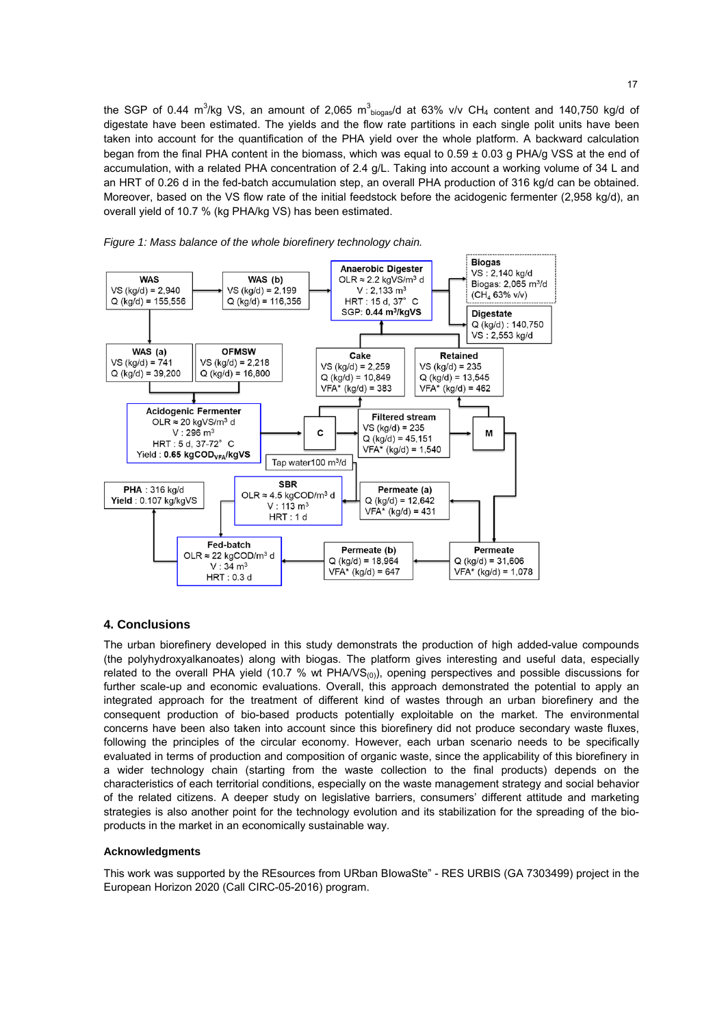the SGP of 0.44 $m^3$/kg VS, an amount of 2,065 $m^3_{biogas}$/d at 63% v/v $CH_4$ content and 140,750 kg/d of digestate have been estimated. The yields and the flow rate partitions in each single polit units have been taken into account for the quantification of the PHA yield over the whole platform. A backward calculation began from the final PHA content in the biomass, which was equal to 0.59 ± 0.03 g PHA/g VSS at the end of accumulation, with a related PHA concentration of 2.4 g/L. Taking into account a working volume of 34 L and an HRT of 0.26 d in the fed-batch accumulation step, an overall PHA production of 316 kg/d can be obtained. Moreover, based on the VS flow rate of the initial feedstock before the acidogenic fermenter (2,958 kg/d), an overall yield of 10.7 % (kg PHA/kg VS) has been estimated.

*Figure 1: Mass balance of the whole biorefinery technology chain.*

WAS: VS (kg/d) = 2,940; Q (kg/d) = 155,556

WAS (b): VS (kg/d) = 2,199; Q (kg/d) = 116,356

Anaerobic Digester: OLR ≈ 2.2 kgVS/$m^3$ d; V : 2,133 $m^3$; HRT : 15 d, 37° C; SGP: **0.44 $m^3$/kgVS**

Biogas: VS : 2,140 kg/d; Biogas: 2,065 $m^3$/d ($CH_4$ 63% v/v)

Digestate: Q (kg/d) : 140,750; VS : 2,553 kg/d

WAS (a): VS (kg/d) = 741; Q (kg/d) = 39,200

OFMSW: VS (kg/d) = 2,218; Q (kg/d) = 16,800

Cake: VS (kg/d) = 2,259; Q (kg/d) = 10,849; VFA* (kg/d) = 383

Retained: VS (kg/d) = 235; Q (kg/d) = 13,545; VFA* (kg/d) = 462

Acidogenic Fermenter: OLR ≈ 20 kgVS/$m^3$ d; V : 296 $m^3$; HRT : 5 d, 37-72° C; Yield : **0.65 $kgCOD_{VFA}$/kgVS**

C

Filtered stream: VS (kg/d) = 235; Q (kg/d) = 45,151; VFA* (kg/d) = 1,540

M

Tap water 100 $m^3$/d

PHA : 316 kg/d; **Yield** : 0.107 kg/kgVS

SBR: OLR ≈ 4.5 kgCOD/$m^3$ d; V : 113 $m^3$; HRT : 1 d

Permeate (a): Q (kg/d) = 12,642; VFA* (kg/d) = 431

Fed-batch: OLR ≈ 22 kgCOD/$m^3$ d; V : 34 $m^3$; HRT : 0.3 d

Permeate (b): Q (kg/d) = 18,964; VFA* (kg/d) = 647

Permeate: Q (kg/d) = 31,606; VFA* (kg/d) = 1,078

## 4. Conclusions

The urban biorefinery developed in this study demonstrats the production of high added-value compounds (the polyhydroxyalkanoates) along with biogas. The platform gives interesting and useful data, especially related to the overall PHA yield (10.7 % wt PHA/$VS_{(0)}$), opening perspectives and possible discussions for further scale-up and economic evaluations. Overall, this approach demonstrated the potential to apply an integrated approach for the treatment of different kind of wastes through an urban biorefinery and the consequent production of bio-based products potentially exploitable on the market. The environmental concerns have been also taken into account since this biorefinery did not produce secondary waste fluxes, following the principles of the circular economy. However, each urban scenario needs to be specifically evaluated in terms of production and composition of organic waste, since the applicability of this biorefinery in a wider technology chain (starting from the waste collection to the final products) depends on the characteristics of each territorial conditions, especially on the waste management strategy and social behavior of the related citizens. A deeper study on legislative barriers, consumers' different attitude and marketing strategies is also another point for the technology evolution and its stabilization for the spreading of the bio-products in the market in an economically sustainable way.

### Acknowledgments

This work was supported by the REsources from URban BIowaSte" - RES URBIS (GA 7303499) project in the European Horizon 2020 (Call CIRC-05-2016) program.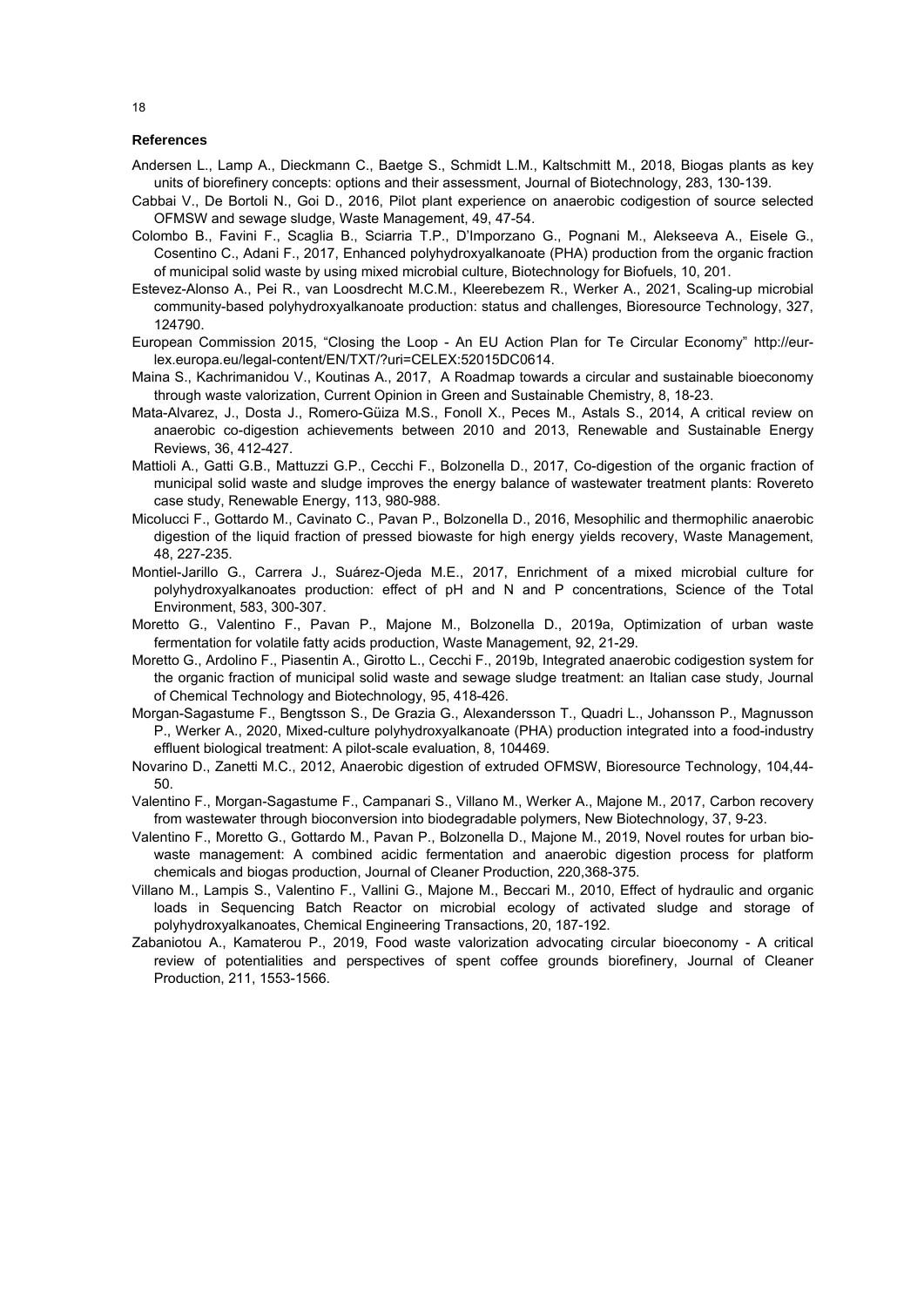## References

Andersen L., Lamp A., Dieckmann C., Baetge S., Schmidt L.M., Kaltschmitt M., 2018, Biogas plants as key units of biorefinery concepts: options and their assessment, Journal of Biotechnology, 283, 130-139.

Cabbai V., De Bortoli N., Goi D., 2016, Pilot plant experience on anaerobic codigestion of source selected OFMSW and sewage sludge, Waste Management, 49, 47-54.

Colombo B., Favini F., Scaglia B., Sciarria T.P., D'Imporzano G., Pognani M., Alekseeva A., Eisele G., Cosentino C., Adani F., 2017, Enhanced polyhydroxyalkanoate (PHA) production from the organic fraction of municipal solid waste by using mixed microbial culture, Biotechnology for Biofuels, 10, 201.

Estevez-Alonso A., Pei R., van Loosdrecht M.C.M., Kleerebezem R., Werker A., 2021, Scaling-up microbial community-based polyhydroxyalkanoate production: status and challenges, Bioresource Technology, 327, 124790.

European Commission 2015, "Closing the Loop - An EU Action Plan for Te Circular Economy" http://eur-lex.europa.eu/legal-content/EN/TXT/?uri=CELEX:52015DC0614.

Maina S., Kachrimanidou V., Koutinas A., 2017, A Roadmap towards a circular and sustainable bioeconomy through waste valorization, Current Opinion in Green and Sustainable Chemistry, 8, 18-23.

Mata-Alvarez, J., Dosta J., Romero-Güiza M.S., Fonoll X., Peces M., Astals S., 2014, A critical review on anaerobic co-digestion achievements between 2010 and 2013, Renewable and Sustainable Energy Reviews, 36, 412-427.

Mattioli A., Gatti G.B., Mattuzzi G.P., Cecchi F., Bolzonella D., 2017, Co-digestion of the organic fraction of municipal solid waste and sludge improves the energy balance of wastewater treatment plants: Rovereto case study, Renewable Energy, 113, 980-988.

Micolucci F., Gottardo M., Cavinato C., Pavan P., Bolzonella D., 2016, Mesophilic and thermophilic anaerobic digestion of the liquid fraction of pressed biowaste for high energy yields recovery, Waste Management, 48, 227-235.

Montiel-Jarillo G., Carrera J., Suárez-Ojeda M.E., 2017, Enrichment of a mixed microbial culture for polyhydroxyalkanoates production: effect of pH and N and P concentrations, Science of the Total Environment, 583, 300-307.

Moretto G., Valentino F., Pavan P., Majone M., Bolzonella D., 2019a, Optimization of urban waste fermentation for volatile fatty acids production, Waste Management, 92, 21-29.

Moretto G., Ardolino F., Piasentin A., Girotto L., Cecchi F., 2019b, Integrated anaerobic codigestion system for the organic fraction of municipal solid waste and sewage sludge treatment: an Italian case study, Journal of Chemical Technology and Biotechnology, 95, 418-426.

Morgan-Sagastume F., Bengtsson S., De Grazia G., Alexandersson T., Quadri L., Johansson P., Magnusson P., Werker A., 2020, Mixed-culture polyhydroxyalkanoate (PHA) production integrated into a food-industry effluent biological treatment: A pilot-scale evaluation, 8, 104469.

Novarino D., Zanetti M.C., 2012, Anaerobic digestion of extruded OFMSW, Bioresource Technology, 104,44-50.

Valentino F., Morgan-Sagastume F., Campanari S., Villano M., Werker A., Majone M., 2017, Carbon recovery from wastewater through bioconversion into biodegradable polymers, New Biotechnology, 37, 9-23.

Valentino F., Moretto G., Gottardo M., Pavan P., Bolzonella D., Majone M., 2019, Novel routes for urban bio-waste management: A combined acidic fermentation and anaerobic digestion process for platform chemicals and biogas production, Journal of Cleaner Production, 220,368-375.

Villano M., Lampis S., Valentino F., Vallini G., Majone M., Beccari M., 2010, Effect of hydraulic and organic loads in Sequencing Batch Reactor on microbial ecology of activated sludge and storage of polyhydroxyalkanoates, Chemical Engineering Transactions, 20, 187-192.

Zabaniotou A., Kamaterou P., 2019, Food waste valorization advocating circular bioeconomy - A critical review of potentialities and perspectives of spent coffee grounds biorefinery, Journal of Cleaner Production, 211, 1553-1566.